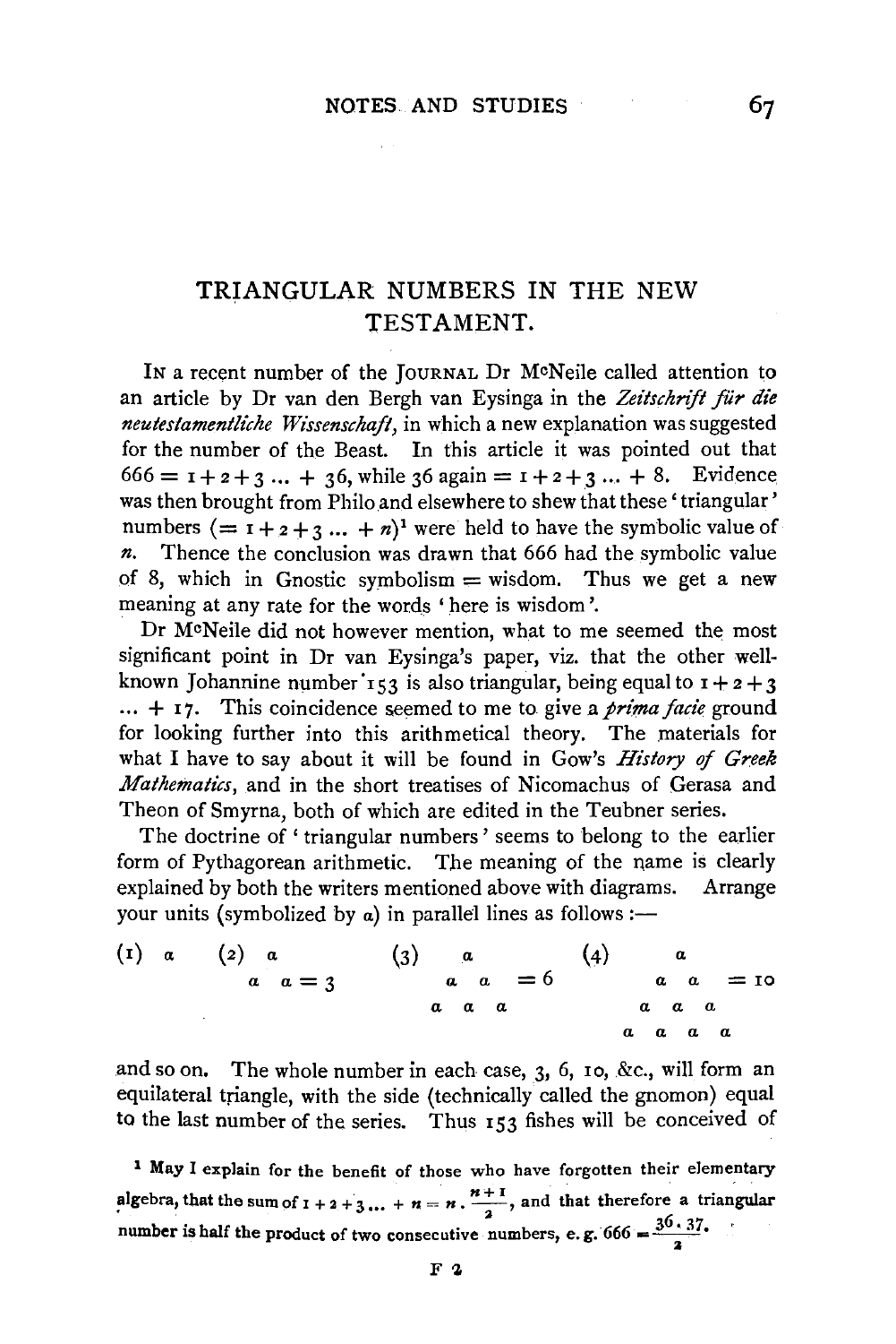# TRIANGULAR NUMBERS IN THE NEW TESTAMENT.

IN a recent number of the JOURNAL Dr McNeile called attention to an article by Dr van den Bergh van Eysinga in the *Zeitschrift für die neutestamentliche Wissenschaft*, in which a new explanation was suggested for the number of the Beast. In this article it was pointed out that $666 = 1 + 2 + 3 \ldots + 36$, while 36 again $= 1 + 2 + 3 \ldots + 8$. Evidence was then brought from Philo and elsewhere to shew that these 'triangular' numbers ($= 1 + 2 + 3 \ldots + n$)[1] were held to have the symbolic value of $n$. Thence the conclusion was drawn that 666 had the symbolic value of 8, which in Gnostic symbolism = wisdom. Thus we get a new meaning at any rate for the words 'here is wisdom'.

Dr McNeile did not however mention, what to me seemed the most significant point in Dr van Eysinga's paper, viz. that the other well-known Johannine number 153 is also triangular, being equal to $1 + 2 + 3 \ldots + 17$. This coincidence seemed to me to give a *prima facie* ground for looking further into this arithmetical theory. The materials for what I have to say about it will be found in Gow's *History of Greek Mathematics*, and in the short treatises of Nicomachus of Gerasa and Theon of Smyrna, both of which are edited in the Teubner series.

The doctrine of 'triangular numbers' seems to belong to the earlier form of Pythagorean arithmetic. The meaning of the name is clearly explained by both the writers mentioned above with diagrams. Arrange your units (symbolized by $\alpha$) in parallel lines as follows:—

```
(1) α    (2)  α          (3)   α           (4)     α
             α  α = 3         α  α   = 6          α  α    = 10
                             α  α  α             α  α  α
                                                α  α  α  α
```

and so on. The whole number in each case, 3, 6, 10, &c., will form an equilateral triangle, with the side (technically called the gnomon) equal to the last number of the series. Thus 153 fishes will be conceived of

[1] May I explain for the benefit of those who have forgotten their elementary algebra, that the sum of $1 + 2 + 3 \ldots + n = n \cdot \frac{n+1}{2}$, and that therefore a triangular number is half the product of two consecutive numbers, e.g. $666 = \frac{36 \cdot 37}{2}$.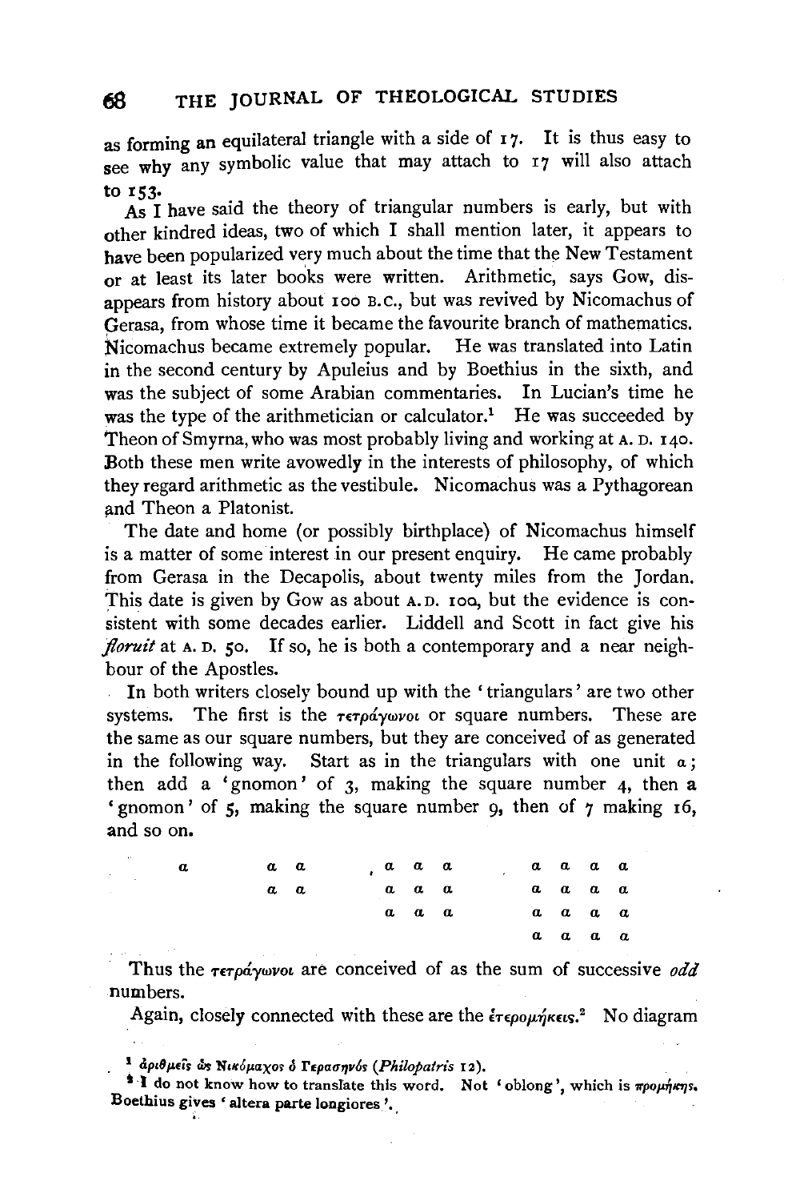as forming an equilateral triangle with a side of 17. It is thus easy to see why any symbolic value that may attach to 17 will also attach to 153.

As I have said the theory of triangular numbers is early, but with other kindred ideas, two of which I shall mention later, it appears to have been popularized very much about the time that the New Testament or at least its later books were written. Arithmetic, says Gow, disappears from history about 100 B.C., but was revived by Nicomachus of Gerasa, from whose time it became the favourite branch of mathematics. Nicomachus became extremely popular. He was translated into Latin in the second century by Apuleius and by Boethius in the sixth, and was the subject of some Arabian commentaries. In Lucian's time he was the type of the arithmetician or calculator.[1] He was succeeded by Theon of Smyrna, who was most probably living and working at A. D. 140. Both these men write avowedly in the interests of philosophy, of which they regard arithmetic as the vestibule. Nicomachus was a Pythagorean and Theon a Platonist.

The date and home (or possibly birthplace) of Nicomachus himself is a matter of some interest in our present enquiry. He came probably from Gerasa in the Decapolis, about twenty miles from the Jordan. This date is given by Gow as about A. D. 100, but the evidence is consistent with some decades earlier. Liddell and Scott in fact give his *floruit* at A. D. 50. If so, he is both a contemporary and a near neighbour of the Apostles.

In both writers closely bound up with the 'triangulars' are two other systems. The first is the τετράγωνοι or square numbers. These are the same as our square numbers, but they are conceived of as generated in the following way. Start as in the triangulars with one unit α; then add a 'gnomon' of 3, making the square number 4, then a 'gnomon' of 5, making the square number 9, then of 7 making 16, and so on.

```
α     α α     α α α     α α α α
      α α     α α α     α α α α
              α α α     α α α α
                        α α α α
```

Thus the τετράγωνοι are conceived of as the sum of successive *odd* numbers.

Again, closely connected with these are the ἑτερομήκεις.[2] No diagram

[1] ἀριθμεῖς ὡς Νικόμαχος ὁ Γερασηνός (*Philopatris* 12).

[2] I do not know how to translate this word. Not 'oblong', which is προμήκης. Boethius gives 'altera parte longiores'.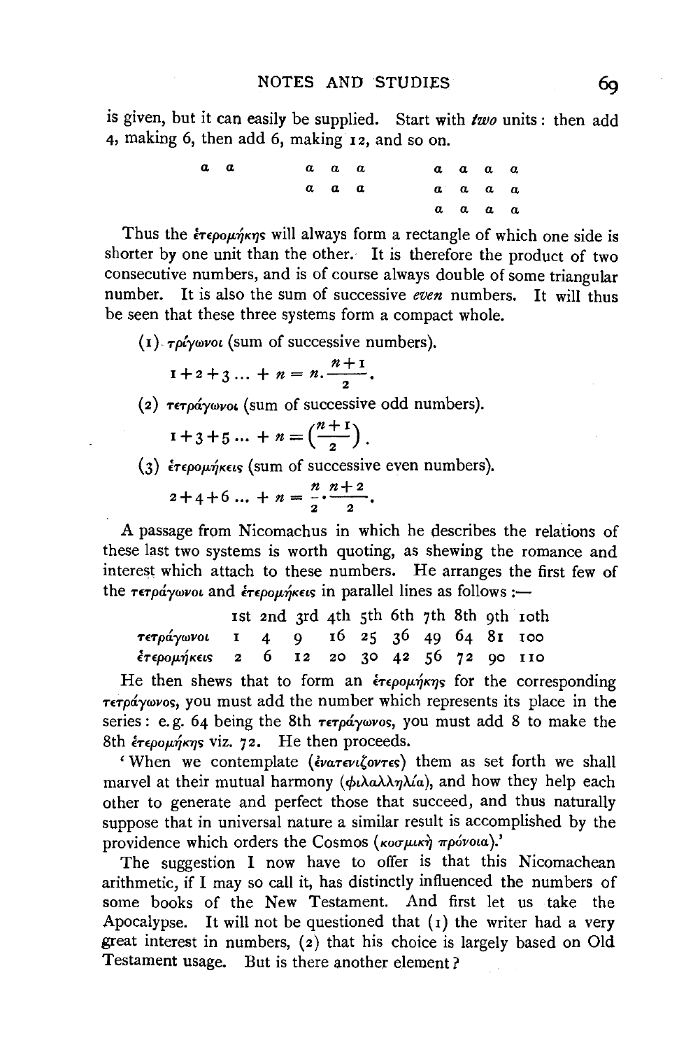is given, but it can easily be supplied. Start with *two* units: then add 4, making 6, then add 6, making 12, and so on.

```
a a      a a a      a a a a
         a a a      a a a a
                    a a a a
```

Thus the ἑτερομήκης will always form a rectangle of which one side is shorter by one unit than the other. It is therefore the product of two consecutive numbers, and is of course always double of some triangular number. It is also the sum of successive *even* numbers. It will thus be seen that these three systems form a compact whole.

(1) τρίγωνοι (sum of successive numbers).

$$1+2+3 \ldots + n = n.\frac{n+1}{2}.$$

(2) τετράγωνοι (sum of successive odd numbers).

$$1+3+5 \ldots + n = \left(\frac{n+1}{2}\right).$$

(3) ἑτερομήκεις (sum of successive even numbers).

$$2+4+6 \ldots + n = \frac{n}{2}.\frac{n+2}{2}.$$

A passage from Nicomachus in which he describes the relations of these last two systems is worth quoting, as shewing the romance and interest which attach to these numbers. He arranges the first few of the τετράγωνοι and ἑτερομήκεις in parallel lines as follows:—

| | 1st | 2nd | 3rd | 4th | 5th | 6th | 7th | 8th | 9th | 10th |
|---|---|---|---|---|---|---|---|---|---|---|
| τετράγωνοι | 1 | 4 | 9 | 16 | 25 | 36 | 49 | 64 | 81 | 100 |
| ἑτερομήκεις | 2 | 6 | 12 | 20 | 30 | 42 | 56 | 72 | 90 | 110 |

He then shews that to form an ἑτερομήκης for the corresponding τετράγωνος, you must add the number which represents its place in the series: e.g. 64 being the 8th τετράγωνος, you must add 8 to make the 8th ἑτερομήκης viz. 72. He then proceeds.

'When we contemplate (ἐνατενίζοντες) them as set forth we shall marvel at their mutual harmony (φιλαλληλία), and how they help each other to generate and perfect those that succeed, and thus naturally suppose that in universal nature a similar result is accomplished by the providence which orders the Cosmos (κοσμικὴ πρόνοια).'

The suggestion I now have to offer is that this Nicomachean arithmetic, if I may so call it, has distinctly influenced the numbers of some books of the New Testament. And first let us take the Apocalypse. It will not be questioned that (1) the writer had a very great interest in numbers, (2) that his choice is largely based on Old Testament usage. But is there another element?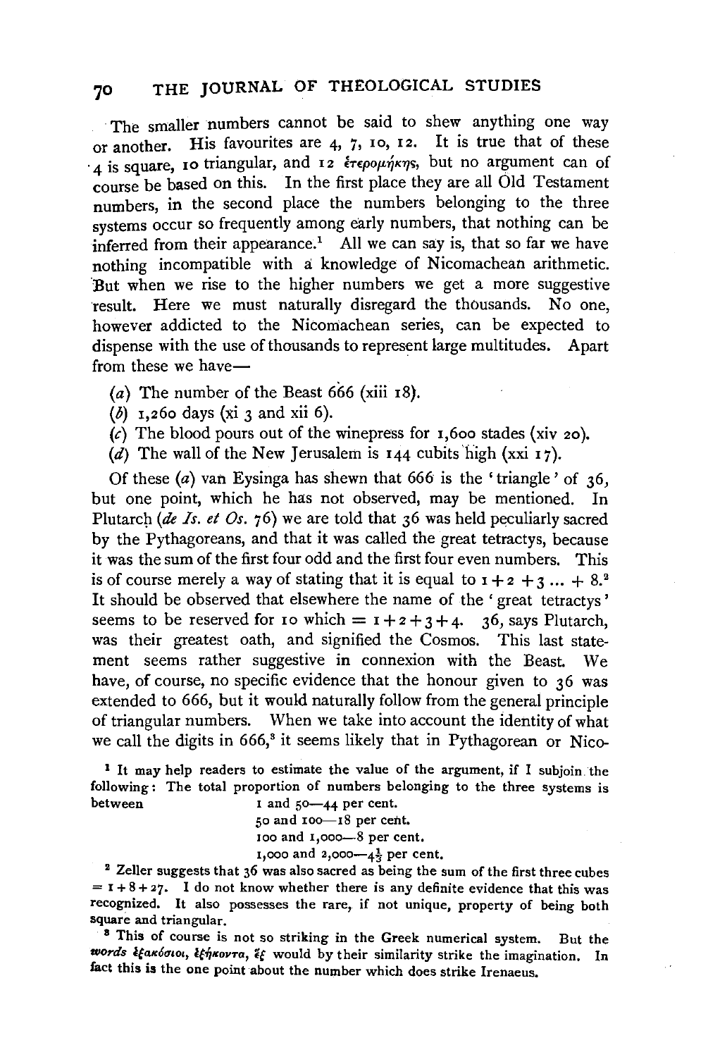The smaller numbers cannot be said to shew anything one way or another. His favourites are 4, 7, 10, 12. It is true that of these 4 is square, 10 triangular, and 12 ἑτερομήκης, but no argument can of course be based on this. In the first place they are all Old Testament numbers, in the second place the numbers belonging to the three systems occur so frequently among early numbers, that nothing can be inferred from their appearance.[1] All we can say is, that so far we have nothing incompatible with a knowledge of Nicomachean arithmetic. But when we rise to the higher numbers we get a more suggestive result. Here we must naturally disregard the thousands. No one, however addicted to the Nicomachean series, can be expected to dispense with the use of thousands to represent large multitudes. Apart from these we have—

(*a*) The number of the Beast 666 (xiii 18).
(*b*) 1,260 days (xi 3 and xii 6).
(*c*) The blood pours out of the winepress for 1,600 stades (xiv 20).
(*d*) The wall of the New Jerusalem is 144 cubits high (xxi 17).

Of these (*a*) van Eysinga has shewn that 666 is the 'triangle' of 36, but one point, which he has not observed, may be mentioned. In Plutarch (*de Is. et Os.* 76) we are told that 36 was held peculiarly sacred by the Pythagoreans, and that it was called the great tetractys, because it was the sum of the first four odd and the first four even numbers. This is of course merely a way of stating that it is equal to $1+2+3 \ldots + 8$.[2] It should be observed that elsewhere the name of the 'great tetractys' seems to be reserved for 10 which $= 1+2+3+4$. 36, says Plutarch, was their greatest oath, and signified the Cosmos. This last statement seems rather suggestive in connexion with the Beast. We have, of course, no specific evidence that the honour given to 36 was extended to 666, but it would naturally follow from the general principle of triangular numbers. When we take into account the identity of what we call the digits in 666,[3] it seems likely that in Pythagorean or Nico-

[1] It may help readers to estimate the value of the argument, if I subjoin the following: The total proportion of numbers belonging to the three systems is between 1 and 50—44 per cent.
50 and 100—18 per cent.
100 and 1,000—8 per cent.
1,000 and 2,000—$4\frac{1}{3}$ per cent.

[2] Zeller suggests that 36 was also sacred as being the sum of the first three cubes $= 1+8+27$. I do not know whether there is any definite evidence that this was recognized. It also possesses the rare, if not unique, property of being both square and triangular.

[3] This of course is not so striking in the Greek numerical system. But the *words* ἑξακόσιοι, ἑξήκοντα, ἕξ would by their similarity strike the imagination. In fact this is the one point about the number which does strike Irenaeus.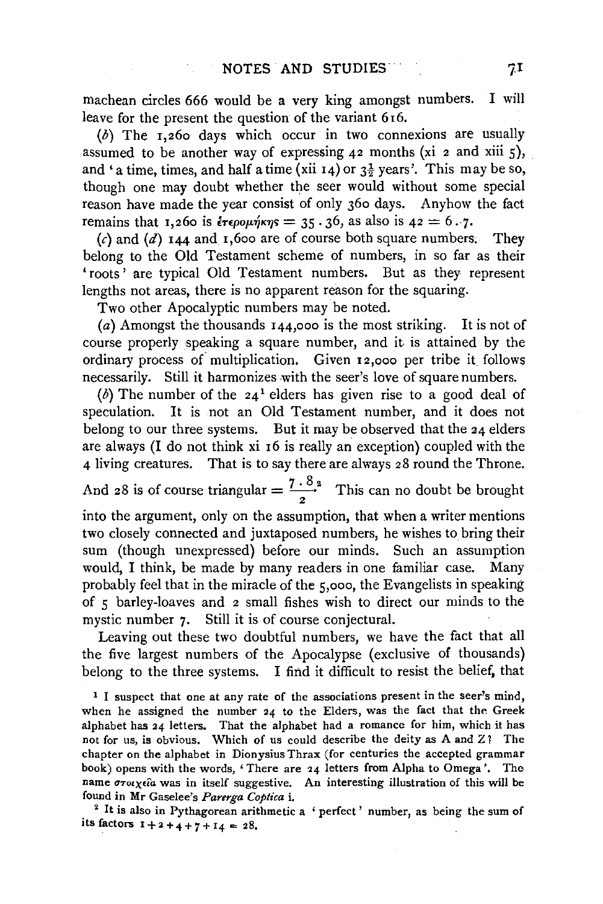machean circles 666 would be a very king amongst numbers. I will leave for the present the question of the variant 616.

(*b*) The 1,260 days which occur in two connexions are usually assumed to be another way of expressing 42 months (xi 2 and xiii 5), and 'a time, times, and half a time (xii 14) or $3\frac{1}{2}$ years'. This may be so, though one may doubt whether the seer would without some special reason have made the year consist of only 360 days. Anyhow the fact remains that 1,260 is ἑτερομήκης $= 35 \cdot 36$, as also is $42 = 6 \cdot 7$.

(*c*) and (*d*) 144 and 1,600 are of course both square numbers. They belong to the Old Testament scheme of numbers, in so far as their 'roots' are typical Old Testament numbers. But as they represent lengths not areas, there is no apparent reason for the squaring.

Two other Apocalyptic numbers may be noted.

(*a*) Amongst the thousands 144,000 is the most striking. It is not of course properly speaking a square number, and it is attained by the ordinary process of multiplication. Given 12,000 per tribe it follows necessarily. Still it harmonizes with the seer's love of square numbers.

(*b*) The number of the 24[1] elders has given rise to a good deal of speculation. It is not an Old Testament number, and it does not belong to our three systems. But it may be observed that the 24 elders are always (I do not think xi 16 is really an exception) coupled with the 4 living creatures. That is to say there are always 28 round the Throne. And 28 is of course triangular $= \frac{7 \cdot 8}{2}$.[2] This can no doubt be brought into the argument, only on the assumption, that when a writer mentions two closely connected and juxtaposed numbers, he wishes to bring their sum (though unexpressed) before our minds. Such an assumption would, I think, be made by many readers in one familiar case. Many probably feel that in the miracle of the 5,000, the Evangelists in speaking of 5 barley-loaves and 2 small fishes wish to direct our minds to the mystic number 7. Still it is of course conjectural.

Leaving out these two doubtful numbers, we have the fact that all the five largest numbers of the Apocalypse (exclusive of thousands) belong to the three systems. I find it difficult to resist the belief, that

[1] I suspect that one at any rate of the associations present in the seer's mind, when he assigned the number 24 to the Elders, was the fact that the Greek alphabet has 24 letters. That the alphabet had a romance for him, which it has not for us, is obvious. Which of us could describe the deity as A and Z? The chapter on the alphabet in Dionysius Thrax (for centuries the accepted grammar book) opens with the words, 'There are 24 letters from Alpha to Omega'. The name στοιχεῖα was in itself suggestive. An interesting illustration of this will be found in Mr Gaselee's *Parerga Coptica* i.

[2] It is also in Pythagorean arithmetic a 'perfect' number, as being the sum of its factors $1+2+4+7+14 = 28$.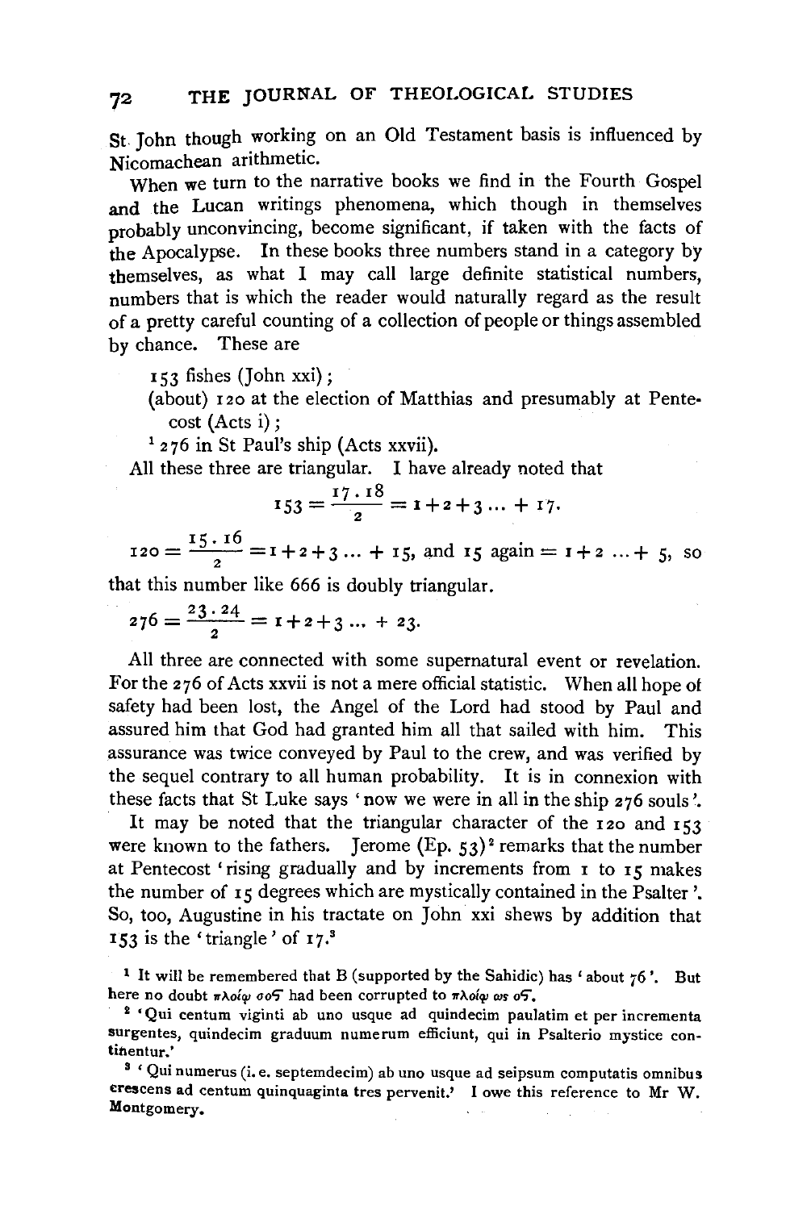St John though working on an Old Testament basis is influenced by Nicomachean arithmetic.

When we turn to the narrative books we find in the Fourth Gospel and the Lucan writings phenomena, which though in themselves probably unconvincing, become significant, if taken with the facts of the Apocalypse. In these books three numbers stand in a category by themselves, as what I may call large definite statistical numbers, numbers that is which the reader would naturally regard as the result of a pretty careful counting of a collection of people or things assembled by chance. These are

153 fishes (John xxi);
(about) 120 at the election of Matthias and presumably at Pentecost (Acts i);
[1] 276 in St Paul's ship (Acts xxvii).

All these three are triangular. I have already noted that

$$153 = \frac{17 \cdot 18}{2} = 1 + 2 + 3 \ldots + 17.$$

$120 = \frac{15 \cdot 16}{2} = 1 + 2 + 3 \ldots + 15$, and $15$ again $= 1 + 2 \ldots + 5$, so that this number like 666 is doubly triangular.

$$276 = \frac{23 \cdot 24}{2} = 1 + 2 + 3 \ldots + 23.$$

All three are connected with some supernatural event or revelation. For the 276 of Acts xxvii is not a mere official statistic. When all hope of safety had been lost, the Angel of the Lord had stood by Paul and assured him that God had granted him all that sailed with him. This assurance was twice conveyed by Paul to the crew, and was verified by the sequel contrary to all human probability. It is in connexion with these facts that St Luke says 'now we were in all in the ship 276 souls'.

It may be noted that the triangular character of the 120 and 153 were known to the fathers. Jerome (Ep. 53)[2] remarks that the number at Pentecost 'rising gradually and by increments from 1 to 15 makes the number of 15 degrees which are mystically contained in the Psalter'. So, too, Augustine in his tractate on John xxi shews by addition that 153 is the 'triangle' of 17.[3]

[1] It will be remembered that B (supported by the Sahidic) has 'about 76'. But here no doubt πλοίῳ σοϛ had been corrupted to πλοίῳ ὡς οϛ.

[2] 'Qui centum viginti ab uno usque ad quindecim paulatim et per incrementa surgentes, quindecim graduum numerum efficiunt, qui in Psalterio mystice continentur.'

[3] 'Qui numerus (i. e. septemdecim) ab uno usque ad seipsum computatis omnibus crescens ad centum quinquaginta tres pervenit.' I owe this reference to Mr W. Montgomery.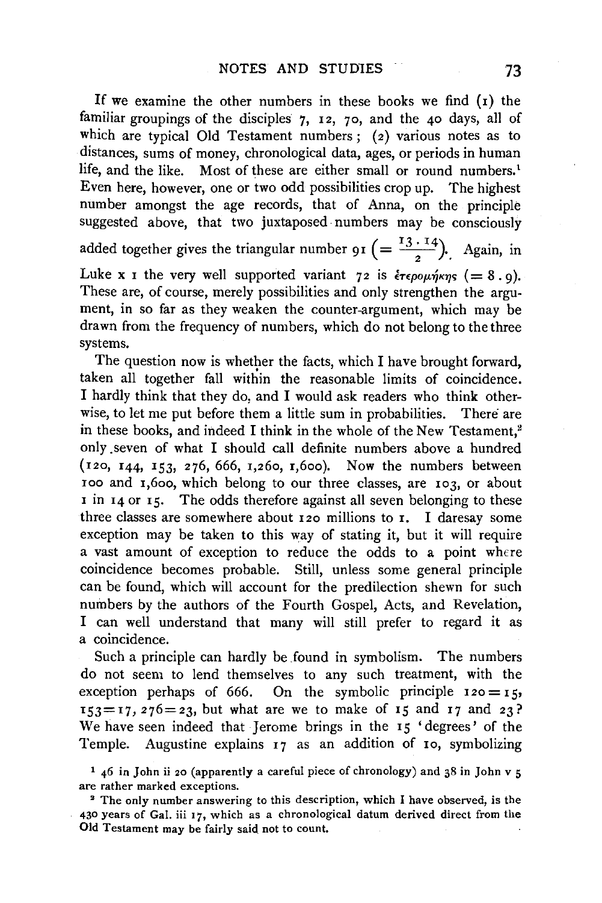If we examine the other numbers in these books we find (1) the familiar groupings of the disciples 7, 12, 70, and the 40 days, all of which are typical Old Testament numbers; (2) various notes as to distances, sums of money, chronological data, ages, or periods in human life, and the like. Most of these are either small or round numbers.[1] Even here, however, one or two odd possibilities crop up. The highest number amongst the age records, that of Anna, on the principle suggested above, that two juxtaposed numbers may be consciously added together gives the triangular number 91 $\left(=\frac{13 \cdot 14}{2}\right)$. Again, in Luke x 1 the very well supported variant 72 is ἑτερομήκης $(= 8 \cdot 9)$. These are, of course, merely possibilities and only strengthen the argument, in so far as they weaken the counter-argument, which may be drawn from the frequency of numbers, which do not belong to the three systems.

The question now is whether the facts, which I have brought forward, taken all together fall within the reasonable limits of coincidence. I hardly think that they do, and I would ask readers who think otherwise, to let me put before them a little sum in probabilities. There are in these books, and indeed I think in the whole of the New Testament,[2] only seven of what I should call definite numbers above a hundred (120, 144, 153, 276, 666, 1,260, 1,600). Now the numbers between 100 and 1,600, which belong to our three classes, are 103, or about 1 in 14 or 15. The odds therefore against all seven belonging to these three classes are somewhere about 120 millions to 1. I daresay some exception may be taken to this way of stating it, but it will require a vast amount of exception to reduce the odds to a point where coincidence becomes probable. Still, unless some general principle can be found, which will account for the predilection shewn for such numbers by the authors of the Fourth Gospel, Acts, and Revelation, I can well understand that many will still prefer to regard it as a coincidence.

Such a principle can hardly be found in symbolism. The numbers do not seem to lend themselves to any such treatment, with the exception perhaps of 666. On the symbolic principle $120 = 15$, $153 = 17$, $276 = 23$, but what are we to make of 15 and 17 and 23? We have seen indeed that Jerome brings in the 15 'degrees' of the Temple. Augustine explains 17 as an addition of 10, symbolizing

[1] 46 in John ii 20 (apparently a careful piece of chronology) and 38 in John v 5 are rather marked exceptions.

[2] The only number answering to this description, which I have observed, is the 430 years of Gal. iii 17, which as a chronological datum derived direct from the Old Testament may be fairly said not to count.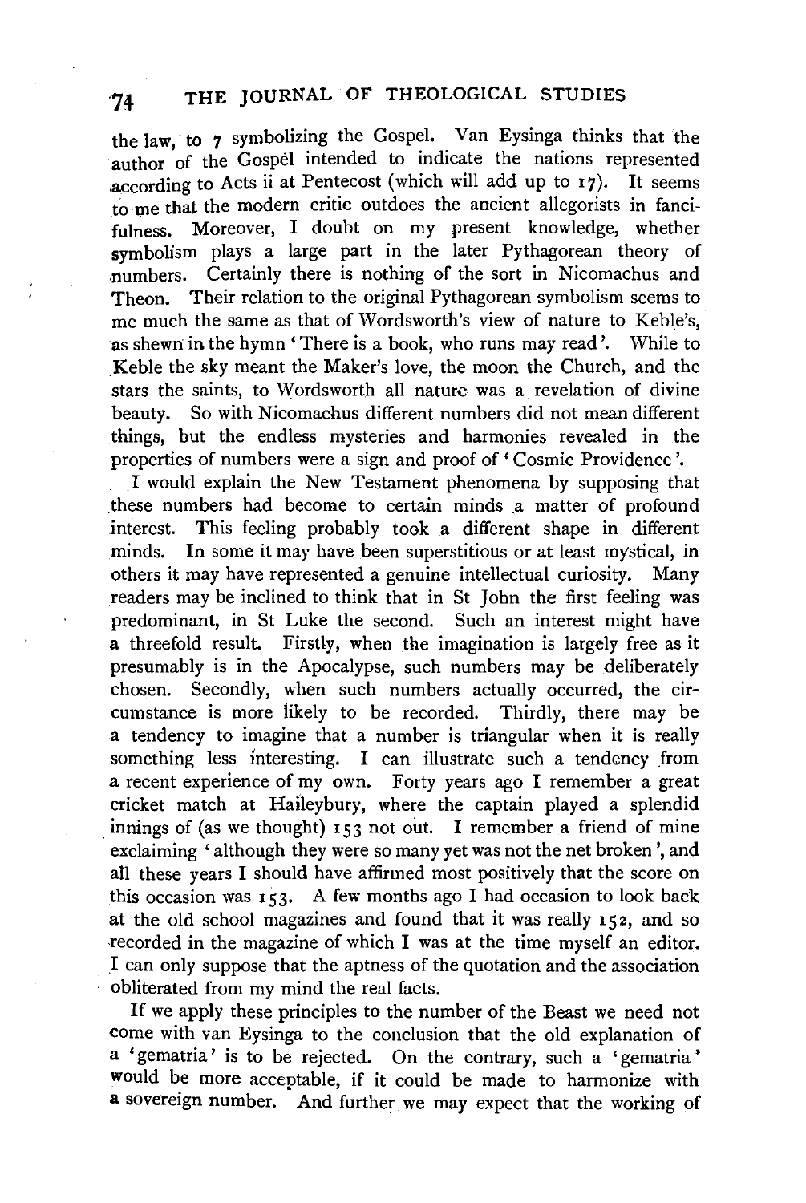the law, to 7 symbolizing the Gospel. Van Eysinga thinks that the author of the Gospel intended to indicate the nations represented according to Acts ii at Pentecost (which will add up to 17). It seems to me that the modern critic outdoes the ancient allegorists in fancifulness. Moreover, I doubt on my present knowledge, whether symbolism plays a large part in the later Pythagorean theory of numbers. Certainly there is nothing of the sort in Nicomachus and Theon. Their relation to the original Pythagorean symbolism seems to me much the same as that of Wordsworth's view of nature to Keble's, as shewn in the hymn 'There is a book, who runs may read'. While to Keble the sky meant the Maker's love, the moon the Church, and the stars the saints, to Wordsworth all nature was a revelation of divine beauty. So with Nicomachus different numbers did not mean different things, but the endless mysteries and harmonies revealed in the properties of numbers were a sign and proof of 'Cosmic Providence'.

I would explain the New Testament phenomena by supposing that these numbers had become to certain minds a matter of profound interest. This feeling probably took a different shape in different minds. In some it may have been superstitious or at least mystical, in others it may have represented a genuine intellectual curiosity. Many readers may be inclined to think that in St John the first feeling was predominant, in St Luke the second. Such an interest might have a threefold result. Firstly, when the imagination is largely free as it presumably is in the Apocalypse, such numbers may be deliberately chosen. Secondly, when such numbers actually occurred, the circumstance is more likely to be recorded. Thirdly, there may be a tendency to imagine that a number is triangular when it is really something less interesting. I can illustrate such a tendency from a recent experience of my own. Forty years ago I remember a great cricket match at Haileybury, where the captain played a splendid innings of (as we thought) 153 not out. I remember a friend of mine exclaiming 'although they were so many yet was not the net broken', and all these years I should have affirmed most positively that the score on this occasion was 153. A few months ago I had occasion to look back at the old school magazines and found that it was really 152, and so recorded in the magazine of which I was at the time myself an editor. I can only suppose that the aptness of the quotation and the association obliterated from my mind the real facts.

If we apply these principles to the number of the Beast we need not come with van Eysinga to the conclusion that the old explanation of a 'gematria' is to be rejected. On the contrary, such a 'gematria' would be more acceptable, if it could be made to harmonize with a sovereign number. And further we may expect that the working of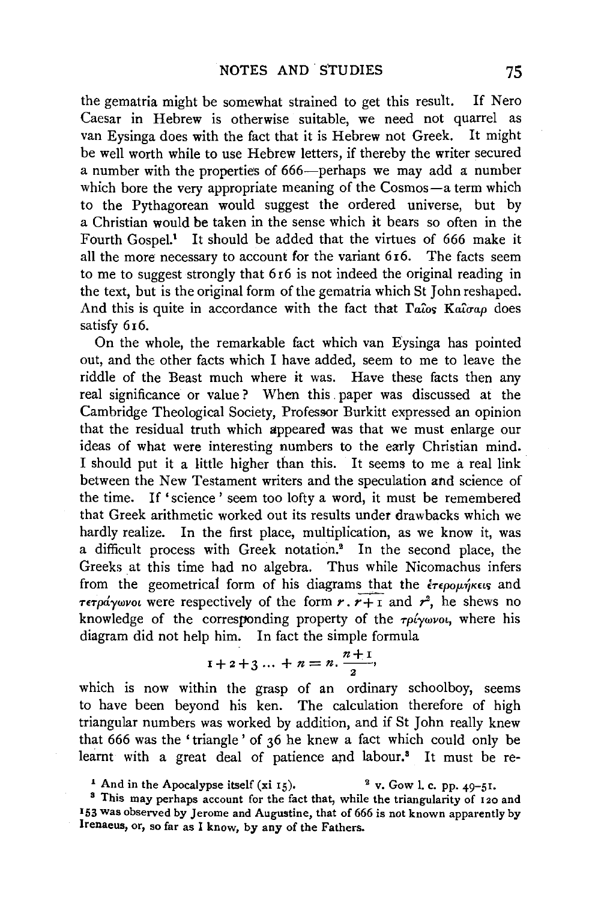the gematria might be somewhat strained to get this result. If Nero Caesar in Hebrew is otherwise suitable, we need not quarrel as van Eysinga does with the fact that it is Hebrew not Greek. It might be well worth while to use Hebrew letters, if thereby the writer secured a number with the properties of 666—perhaps we may add a number which bore the very appropriate meaning of the Cosmos—a term which to the Pythagorean would suggest the ordered universe, but by a Christian would be taken in the sense which it bears so often in the Fourth Gospel.[1] It should be added that the virtues of 666 make it all the more necessary to account for the variant 616. The facts seem to me to suggest strongly that 616 is not indeed the original reading in the text, but is the original form of the gematria which St John reshaped. And this is quite in accordance with the fact that Γαῖος Καῖσαρ does satisfy 616.

On the whole, the remarkable fact which van Eysinga has pointed out, and the other facts which I have added, seem to me to leave the riddle of the Beast much where it was. Have these facts then any real significance or value? When this paper was discussed at the Cambridge Theological Society, Professor Burkitt expressed an opinion that the residual truth which appeared was that we must enlarge our ideas of what were interesting numbers to the early Christian mind. I should put it a little higher than this. It seems to me a real link between the New Testament writers and the speculation and science of the time. If 'science' seem too lofty a word, it must be remembered that Greek arithmetic worked out its results under drawbacks which we hardly realize. In the first place, multiplication, as we know it, was a difficult process with Greek notation.[2] In the second place, the Greeks at this time had no algebra. Thus while Nicomachus infers from the geometrical form of his diagrams that the ἑτερομήκεις and τετράγωνοι were respectively of the form $r.\overline{r+1}$ and $r^2$, he shews no knowledge of the corresponding property of the τρίγωνοι, where his diagram did not help him. In fact the simple formula

$$1+2+3\ldots+n = n.\frac{n+1}{2},$$

which is now within the grasp of an ordinary schoolboy, seems to have been beyond his ken. The calculation therefore of high triangular numbers was worked by addition, and if St John really knew that 666 was the 'triangle' of 36 he knew a fact which could only be learnt with a great deal of patience and labour.[3] It must be re-

[1] And in the Apocalypse itself (xi 15). [2] v. Gow l. c. pp. 49–51.

[3] This may perhaps account for the fact that, while the triangularity of 120 and 153 was observed by Jerome and Augustine, that of 666 is not known apparently by Irenaeus, or, so far as I know, by any of the Fathers.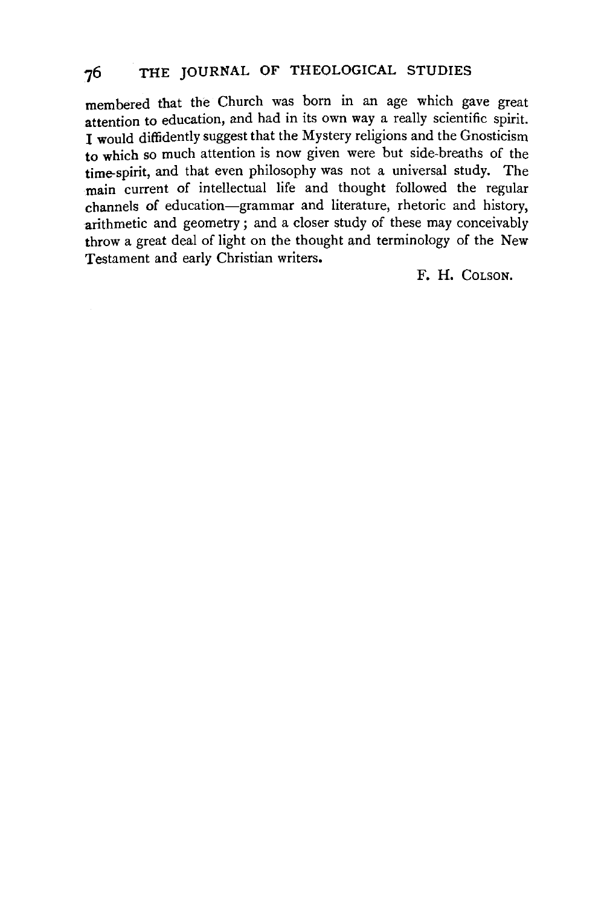membered that the Church was born in an age which gave great attention to education, and had in its own way a really scientific spirit. I would diffidently suggest that the Mystery religions and the Gnosticism to which so much attention is now given were but side-breaths of the time-spirit, and that even philosophy was not a universal study. The main current of intellectual life and thought followed the regular channels of education—grammar and literature, rhetoric and history, arithmetic and geometry; and a closer study of these may conceivably throw a great deal of light on the thought and terminology of the New Testament and early Christian writers.

F. H. Colson.